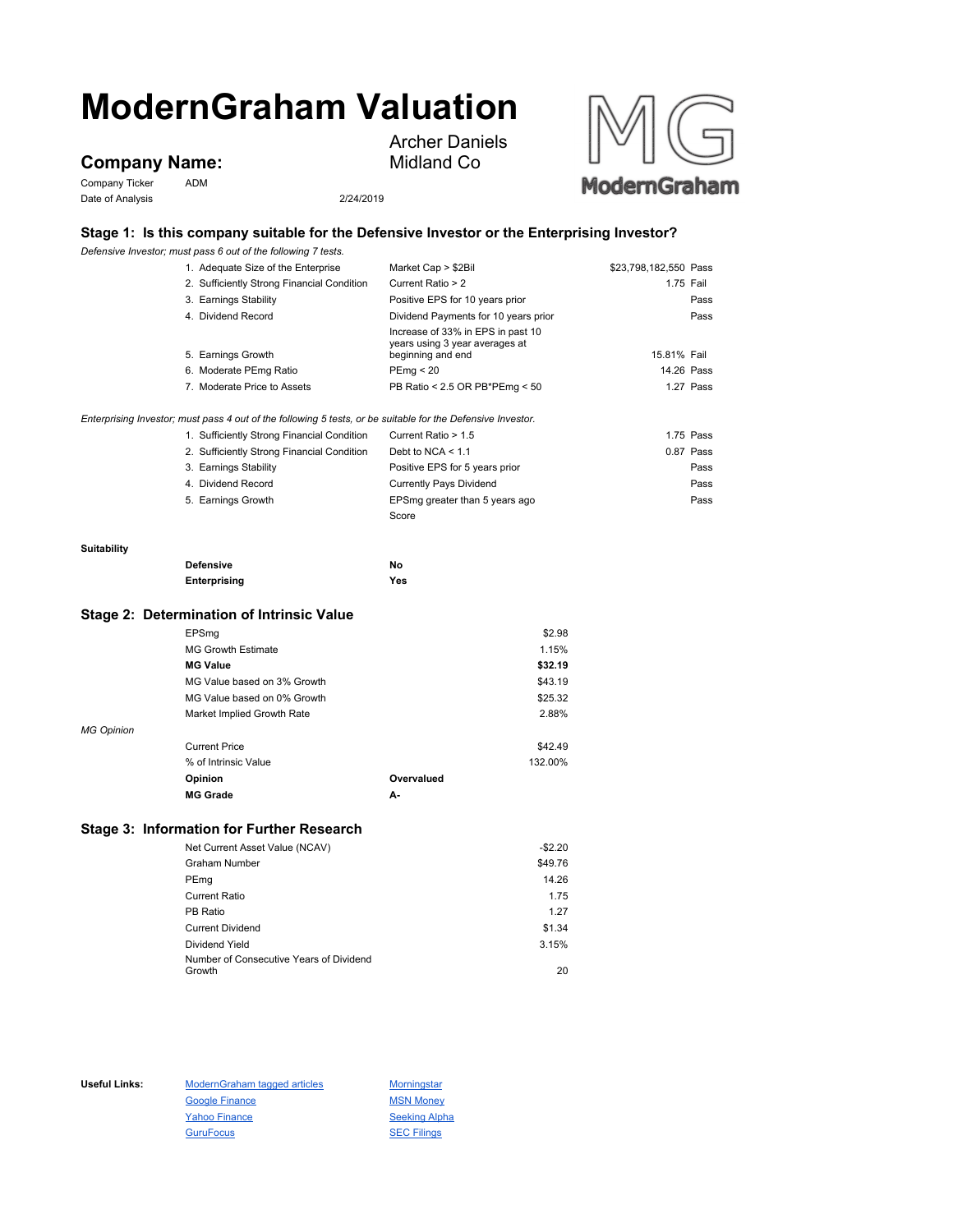# ModernGraham Valuation

## Company Name:

Archer Daniels Midland Co

Company Ticker ADM

Date of Analysis 2/24/2019

### Stage 1: Is this company suitable for the Defensive Investor or the Enterprising Investor?

*Defensive Investor; must pass 6 out of the following 7 tests.*

| Test | Criteria | Value | Result |
|---|---|---|---|
| 1. Adequate Size of the Enterprise | Market Cap > $2Bil | $23,798,182,550 | Pass |
| 2. Sufficiently Strong Financial Condition | Current Ratio > 2 | 1.75 | Fail |
| 3. Earnings Stability | Positive EPS for 10 years prior | | Pass |
| 4. Dividend Record | Dividend Payments for 10 years prior | | Pass |
| 5. Earnings Growth | Increase of 33% in EPS in past 10 years using 3 year averages at beginning and end | 15.81% | Fail |
| 6. Moderate PEmg Ratio | PEmg < 20 | 14.26 | Pass |
| 7. Moderate Price to Assets | PB Ratio < 2.5 OR PB*PEmg < 50 | 1.27 | Pass |

*Enterprising Investor; must pass 4 out of the following 5 tests, or be suitable for the Defensive Investor.*

| Test | Criteria | Value | Result |
|---|---|---|---|
| 1. Sufficiently Strong Financial Condition | Current Ratio > 1.5 | 1.75 | Pass |
| 2. Sufficiently Strong Financial Condition | Debt to NCA < 1.1 | 0.87 | Pass |
| 3. Earnings Stability | Positive EPS for 5 years prior | | Pass |
| 4. Dividend Record | Currently Pays Dividend | | Pass |
| 5. Earnings Growth | EPSmg greater than 5 years ago | | Pass |
| | Score | | |

**Suitability**

| | |
|---|---|
| **Defensive** | **No** |
| **Enterprising** | **Yes** |

### Stage 2: Determination of Intrinsic Value

| | |
|---|---|
| EPSmg | $2.98 |
| MG Growth Estimate | 1.15% |
| **MG Value** | **$32.19** |
| MG Value based on 3% Growth | $43.19 |
| MG Value based on 0% Growth | $25.32 |
| Market Implied Growth Rate | 2.88% |

*MG Opinion*

| | |
|---|---|
| Current Price | $42.49 |
| % of Intrinsic Value | 132.00% |
| **Opinion** | **Overvalued** |
| **MG Grade** | **A-** |

### Stage 3: Information for Further Research

| | |
|---|---|
| Net Current Asset Value (NCAV) | -$2.20 |
| Graham Number | $49.76 |
| PEmg | 14.26 |
| Current Ratio | 1.75 |
| PB Ratio | 1.27 |
| Current Dividend | $1.34 |
| Dividend Yield | 3.15% |
| Number of Consecutive Years of Dividend Growth | 20 |

**Useful Links:**

- ModernGraham tagged articles
- Google Finance
- Yahoo Finance
- GuruFocus
- Morningstar
- MSN Money
- Seeking Alpha
- SEC Filings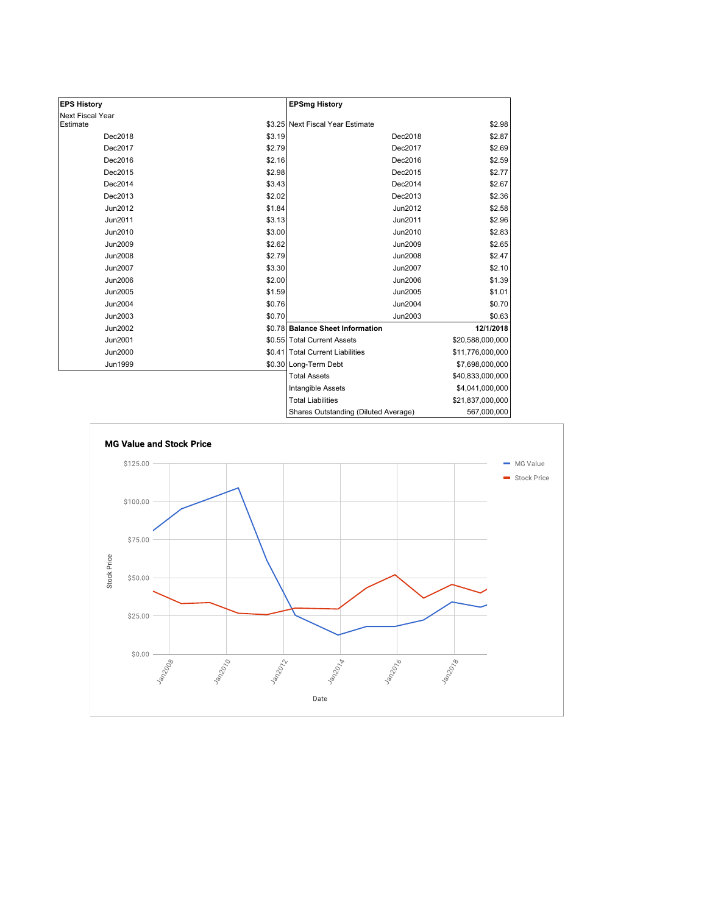| EPS History | | EPSmg History | |
|---|---|---|---|
| Next Fiscal Year Estimate | $3.25 | Next Fiscal Year Estimate | $2.98 |
| Dec2018 | $3.19 | Dec2018 | $2.87 |
| Dec2017 | $2.79 | Dec2017 | $2.69 |
| Dec2016 | $2.16 | Dec2016 | $2.59 |
| Dec2015 | $2.98 | Dec2015 | $2.77 |
| Dec2014 | $3.43 | Dec2014 | $2.67 |
| Dec2013 | $2.02 | Dec2013 | $2.36 |
| Jun2012 | $1.84 | Jun2012 | $2.58 |
| Jun2011 | $3.13 | Jun2011 | $2.96 |
| Jun2010 | $3.00 | Jun2010 | $2.83 |
| Jun2009 | $2.62 | Jun2009 | $2.65 |
| Jun2008 | $2.79 | Jun2008 | $2.47 |
| Jun2007 | $3.30 | Jun2007 | $2.10 |
| Jun2006 | $2.00 | Jun2006 | $1.39 |
| Jun2005 | $1.59 | Jun2005 | $1.01 |
| Jun2004 | $0.76 | Jun2004 | $0.70 |
| Jun2003 | $0.70 | Jun2003 | $0.63 |
| Jun2002 | $0.78 | **Balance Sheet Information** | **12/1/2018** |
| Jun2001 | $0.55 | Total Current Assets | $20,588,000,000 |
| Jun2000 | $0.41 | Total Current Liabilities | $11,776,000,000 |
| Jun1999 | $0.30 | Long-Term Debt | $7,698,000,000 |
| | | Total Assets | $40,833,000,000 |
| | | Intangible Assets | $4,041,000,000 |
| | | Total Liabilities | $21,837,000,000 |
| | | Shares Outstanding (Diluted Average) | 567,000,000 |

**MG Value and Stock Price**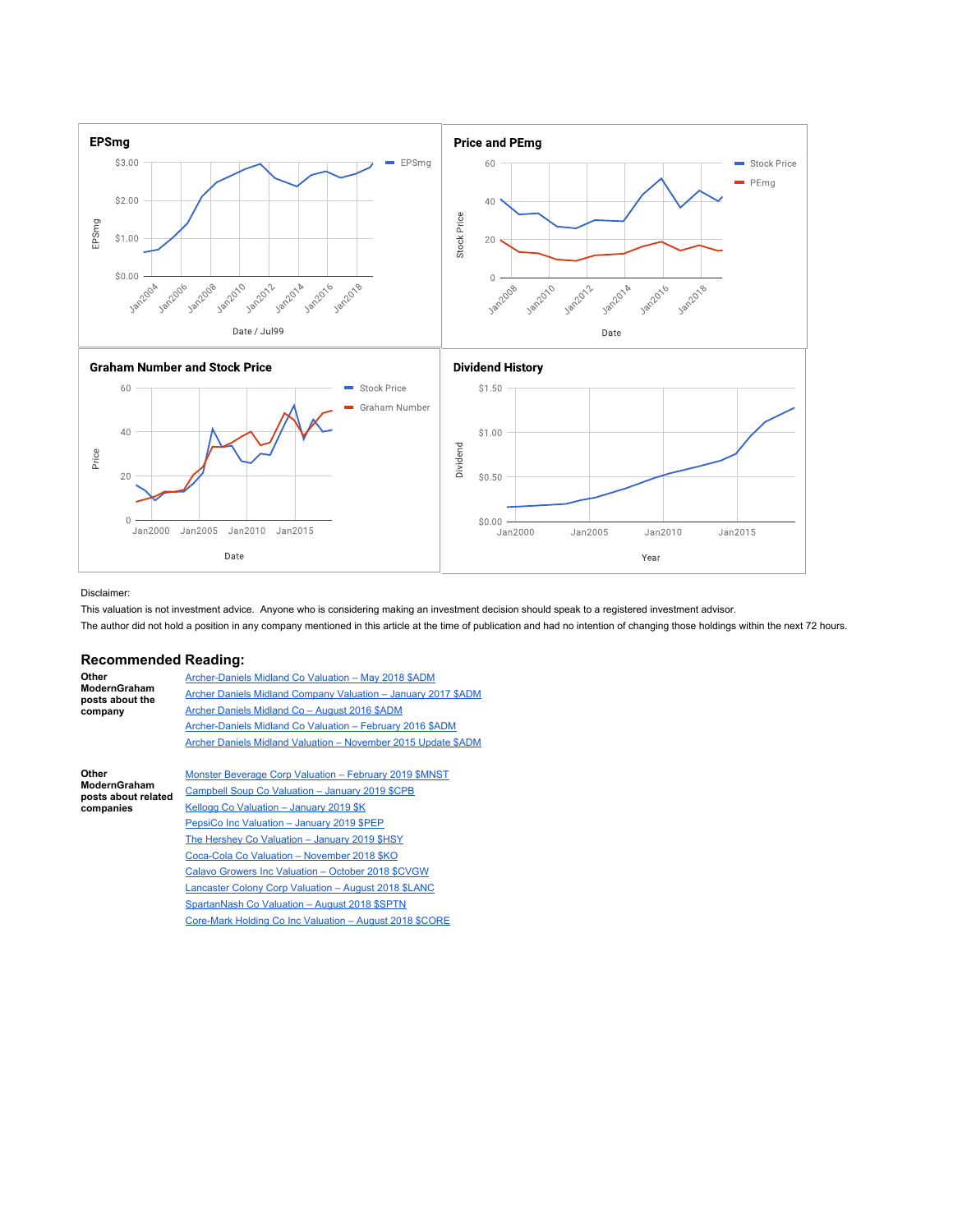**EPSmg**

$3.00
$2.00
$1.00
$0.00

EPSmg

Jan2004 Jan2006 Jan2008 Jan2010 Jan2012 Jan2014 Jan2016 Jan2018

Date / Jul99

EPSmg

**Price and PEmg**

60
40
20
0

Stock Price

Jan2008 Jan2010 Jan2012 Jan2014 Jan2016 Jan2018

Date

Stock Price
PEmg

**Graham Number and Stock Price**

60
40
20
0

Price

Jan2000 Jan2005 Jan2010 Jan2015

Date

Stock Price
Graham Number

**Dividend History**

$1.50
$1.00
$0.50
$0.00

Dividend

Jan2000 Jan2005 Jan2010 Jan2015

Year

Disclaimer:

This valuation is not investment advice. Anyone who is considering making an investment decision should speak to a registered investment advisor.

The author did not hold a position in any company mentioned in this article at the time of publication and had no intention of changing those holdings within the next 72 hours.

## Recommended Reading:

**Other ModernGraham posts about the company**

- Archer-Daniels Midland Co Valuation – May 2018 $ADM
- Archer Daniels Midland Company Valuation – January 2017 $ADM
- Archer Daniels Midland Co – August 2016 $ADM
- Archer-Daniels Midland Co Valuation – February 2016 $ADM
- Archer Daniels Midland Valuation – November 2015 Update $ADM

**Other ModernGraham posts about related companies**

- Monster Beverage Corp Valuation – February 2019 $MNST
- Campbell Soup Co Valuation – January 2019 $CPB
- Kellogg Co Valuation – January 2019 $K
- PepsiCo Inc Valuation – January 2019 $PEP
- The Hershey Co Valuation – January 2019 $HSY
- Coca-Cola Co Valuation – November 2018 $KO
- Calavo Growers Inc Valuation – October 2018 $CVGW
- Lancaster Colony Corp Valuation – August 2018 $LANC
- SpartanNash Co Valuation – August 2018 $SPTN
- Core-Mark Holding Co Inc Valuation – August 2018 $CORE